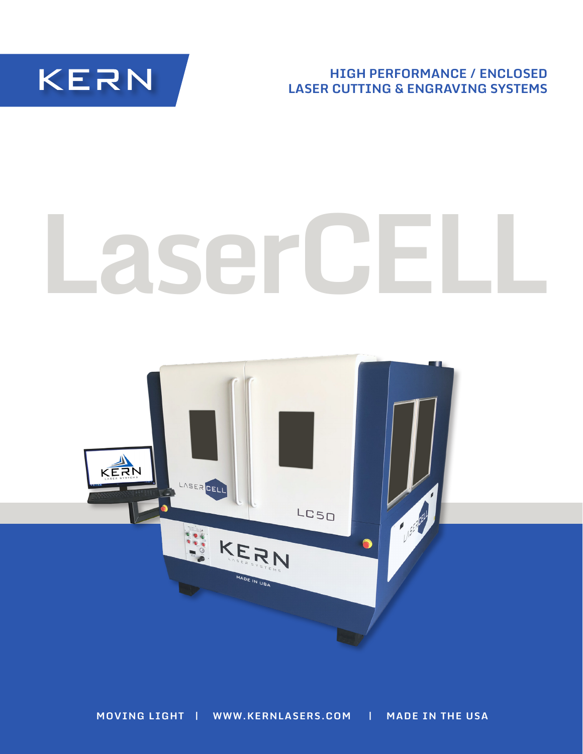KERN

HIGH PERFORMANCE / ENCLOSED
LASER CUTTING & ENGRAVING SYSTEMS

# LaserCELL

MOVING LIGHT | WWW.KERNLASERS.COM | MADE IN THE USA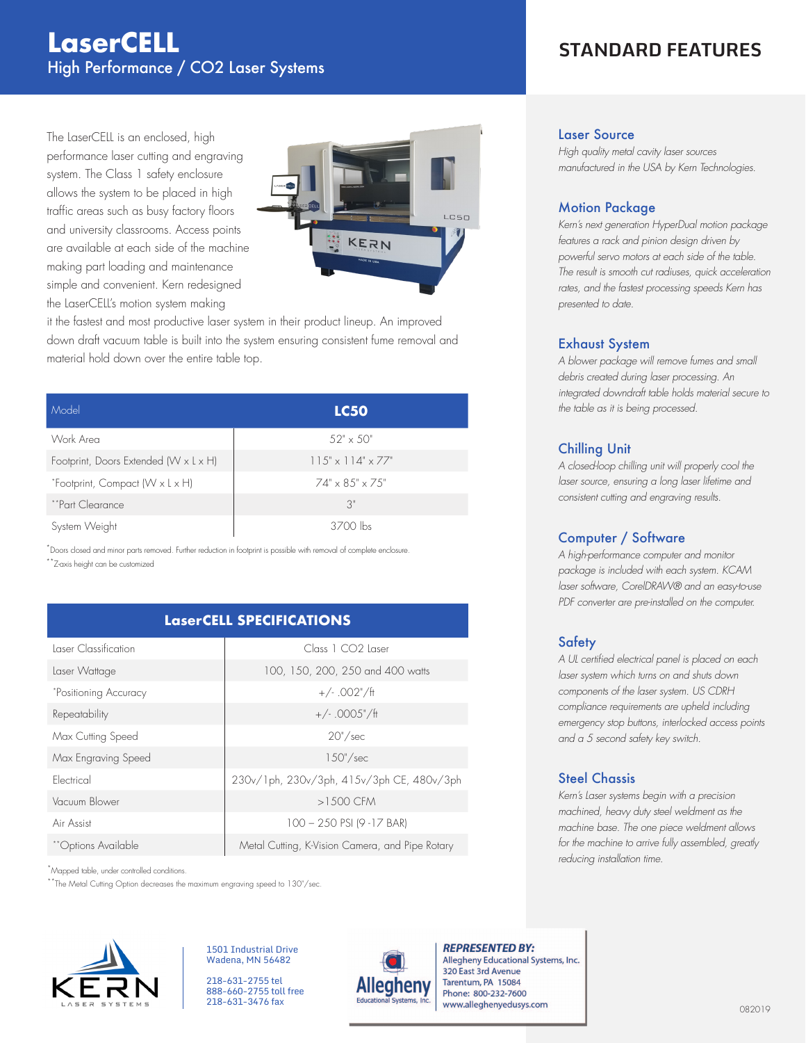# LaserCELL

## High Performance / CO2 Laser Systems

The LaserCELL is an enclosed, high performance laser cutting and engraving system. The Class 1 safety enclosure allows the system to be placed in high traffic areas such as busy factory floors and university classrooms. Access points are available at each side of the machine making part loading and maintenance simple and convenient. Kern redesigned the LaserCELL's motion system making it the fastest and most productive laser system in their product lineup. An improved down draft vacuum table is built into the system ensuring consistent fume removal and material hold down over the entire table top.

| Model | LC50 |
|---|---|
| Work Area | 52" x 50" |
| Footprint, Doors Extended (W x L x H) | 115" x 114" x 77" |
| *Footprint, Compact (W x L x H) | 74" x 85" x 75" |
| **Part Clearance | 3" |
| System Weight | 3700 lbs |

*Doors closed and minor parts removed. Further reduction in footprint is possible with removal of complete enclosure.
**Z-axis height can be customized

| LaserCELL SPECIFICATIONS | |
|---|---|
| Laser Classification | Class 1 CO2 Laser |
| Laser Wattage | 100, 150, 200, 250 and 400 watts |
| *Positioning Accuracy | +/- .002"/ft |
| Repeatability | +/- .0005"/ft |
| Max Cutting Speed | 20"/sec |
| Max Engraving Speed | 150"/sec |
| Electrical | 230v/1ph, 230v/3ph, 415v/3ph CE, 480v/3ph |
| Vacuum Blower | >1500 CFM |
| Air Assist | 100 – 250 PSI (9 -17 BAR) |
| **Options Available | Metal Cutting, K-Vision Camera, and Pipe Rotary |

*Mapped table, under controlled conditions.
**The Metal Cutting Option decreases the maximum engraving speed to 130"/sec.

## STANDARD FEATURES

### Laser Source

*High quality metal cavity laser sources manufactured in the USA by Kern Technologies.*

### Motion Package

*Kern's next generation HyperDual motion package features a rack and pinion design driven by powerful servo motors at each side of the table. The result is smooth cut radiuses, quick acceleration rates, and the fastest processing speeds Kern has presented to date.*

### Exhaust System

*A blower package will remove fumes and small debris created during laser processing. An integrated downdraft table holds material secure to the table as it is being processed.*

### Chilling Unit

*A closed-loop chilling unit will properly cool the laser source, ensuring a long laser lifetime and consistent cutting and engraving results.*

### Computer / Software

*A high-performance computer and monitor package is included with each system. KCAM laser software, CorelDRAW® and an easy-to-use PDF converter are pre-installed on the computer.*

### Safety

*A UL certified electrical panel is placed on each laser system which turns on and shuts down components of the laser system. US CDRH compliance requirements are upheld including emergency stop buttons, interlocked access points and a 5 second safety key switch.*

### Steel Chassis

*Kern's Laser systems begin with a precision machined, heavy duty steel weldment as the machine base. The one piece weldment allows for the machine to arrive fully assembled, greatly reducing installation time.*

KERN LASER SYSTEMS

1501 Industrial Drive
Wadena, MN 56482

218-631-2755 tel
888-660-2755 toll free
218-631-3476 fax

Allegheny Educational Systems, Inc.

**REPRESENTED BY:**
Allegheny Educational Systems, Inc.
320 East 3rd Avenue
Tarentum, PA 15084
Phone: 800-232-7600
www.alleghenyedusys.com

082019